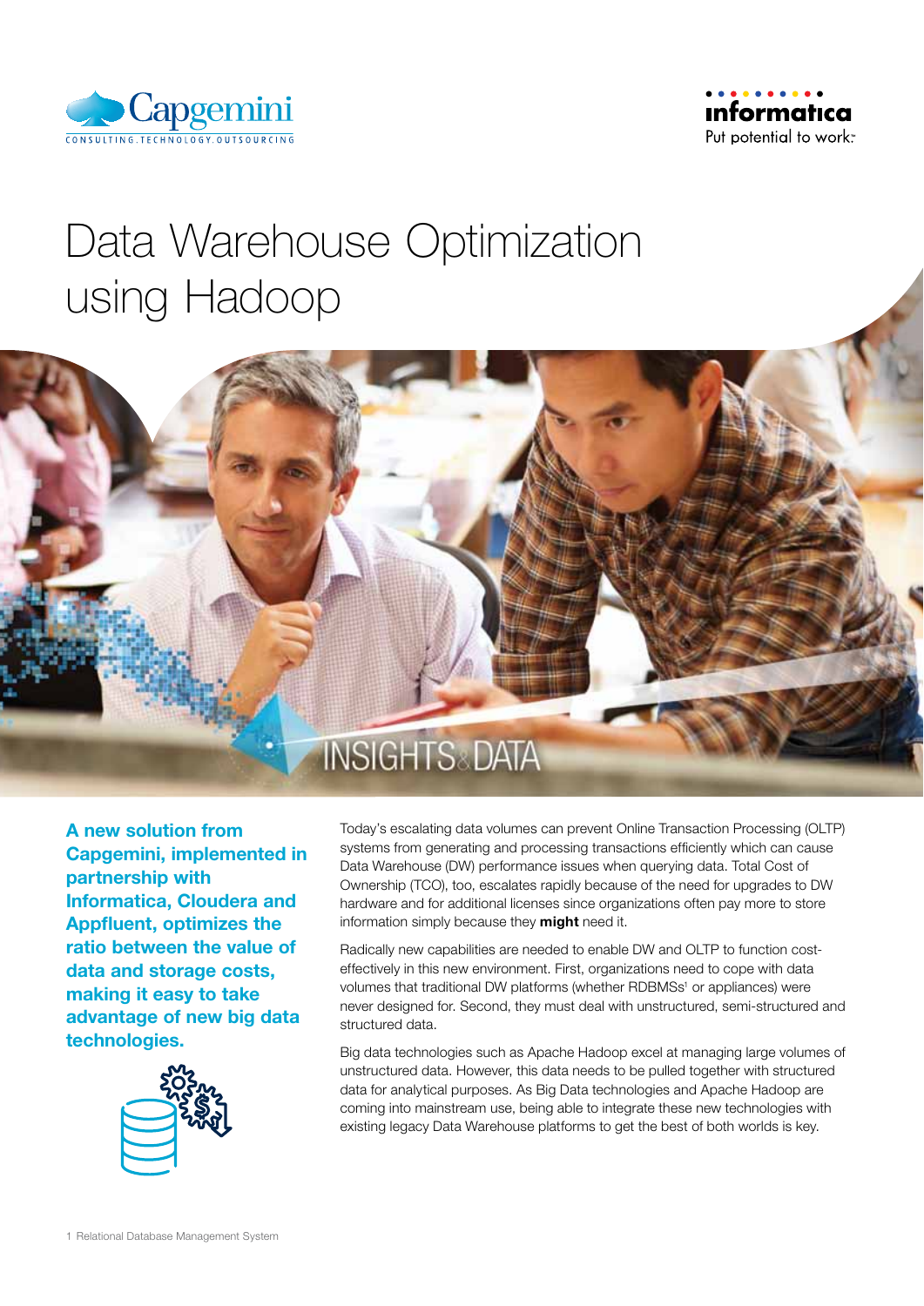# Data Warehouse Optimization using Hadoop

**A new solution from Capgemini, implemented in partnership with Informatica, Cloudera and Appfluent, optimizes the ratio between the value of data and storage costs, making it easy to take advantage of new big data technologies.**

Today's escalating data volumes can prevent Online Transaction Processing (OLTP) systems from generating and processing transactions efficiently which can cause Data Warehouse (DW) performance issues when querying data. Total Cost of Ownership (TCO), too, escalates rapidly because of the need for upgrades to DW hardware and for additional licenses since organizations often pay more to store information simply because they **might** need it.

Radically new capabilities are needed to enable DW and OLTP to function cost-effectively in this new environment. First, organizations need to cope with data volumes that traditional DW platforms (whether RDBMSs[1] or appliances) were never designed for. Second, they must deal with unstructured, semi-structured and structured data.

Big data technologies such as Apache Hadoop excel at managing large volumes of unstructured data. However, this data needs to be pulled together with structured data for analytical purposes. As Big Data technologies and Apache Hadoop are coming into mainstream use, being able to integrate these new technologies with existing legacy Data Warehouse platforms to get the best of both worlds is key.

1 Relational Database Management System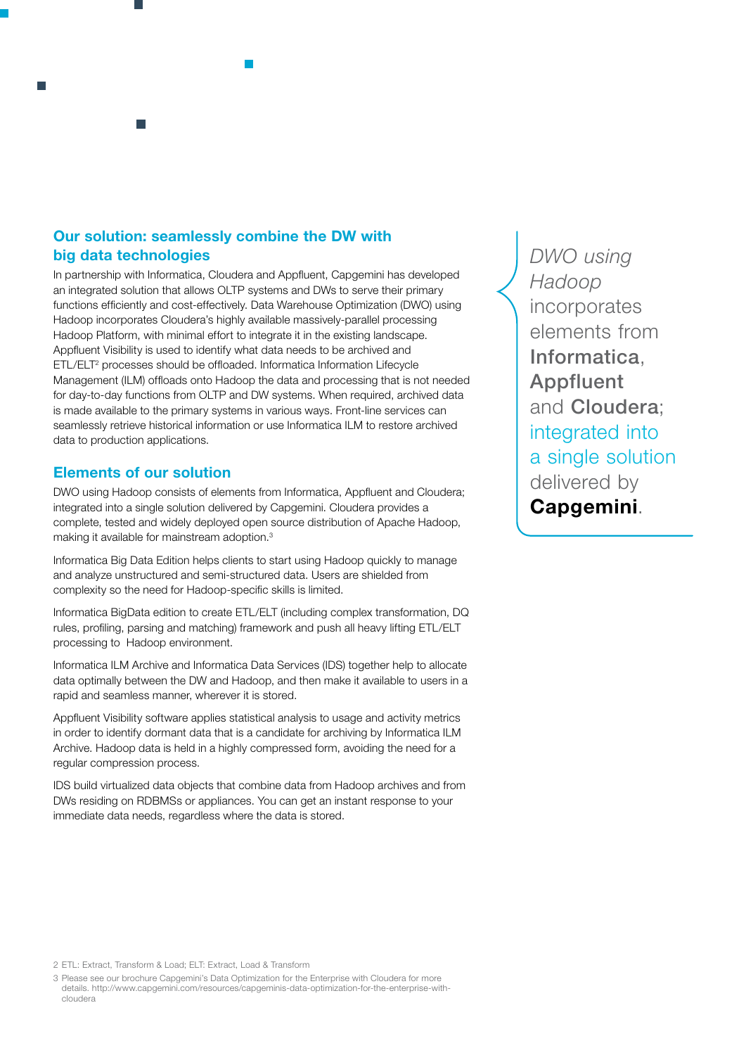## Our solution: seamlessly combine the DW with big data technologies

In partnership with Informatica, Cloudera and Appfluent, Capgemini has developed an integrated solution that allows OLTP systems and DWs to serve their primary functions efficiently and cost-effectively. Data Warehouse Optimization (DWO) using Hadoop incorporates Cloudera's highly available massively-parallel processing Hadoop Platform, with minimal effort to integrate it in the existing landscape. Appfluent Visibility is used to identify what data needs to be archived and ETL/ELT[2] processes should be offloaded. Informatica Information Lifecycle Management (ILM) offloads onto Hadoop the data and processing that is not needed for day-to-day functions from OLTP and DW systems. When required, archived data is made available to the primary systems in various ways. Front-line services can seamlessly retrieve historical information or use Informatica ILM to restore archived data to production applications.

## Elements of our solution

DWO using Hadoop consists of elements from Informatica, Appfluent and Cloudera; integrated into a single solution delivered by Capgemini. Cloudera provides a complete, tested and widely deployed open source distribution of Apache Hadoop, making it available for mainstream adoption.[3]

Informatica Big Data Edition helps clients to start using Hadoop quickly to manage and analyze unstructured and semi-structured data. Users are shielded from complexity so the need for Hadoop-specific skills is limited.

Informatica BigData edition to create ETL/ELT (including complex transformation, DQ rules, profiling, parsing and matching) framework and push all heavy lifting ETL/ELT processing to Hadoop environment.

Informatica ILM Archive and Informatica Data Services (IDS) together help to allocate data optimally between the DW and Hadoop, and then make it available to users in a rapid and seamless manner, wherever it is stored.

Appfluent Visibility software applies statistical analysis to usage and activity metrics in order to identify dormant data that is a candidate for archiving by Informatica ILM Archive. Hadoop data is held in a highly compressed form, avoiding the need for a regular compression process.

IDS build virtualized data objects that combine data from Hadoop archives and from DWs residing on RDBMSs or appliances. You can get an instant response to your immediate data needs, regardless where the data is stored.

> *DWO using Hadoop* incorporates elements from **Informatica**, **Appfluent** and **Cloudera**; integrated into a single solution delivered by **Capgemini**.

2 ETL: Extract, Transform & Load; ELT: Extract, Load & Transform

3 Please see our brochure Capgemini's Data Optimization for the Enterprise with Cloudera for more details. http://www.capgemini.com/resources/capgeminis-data-optimization-for-the-enterprise-with-cloudera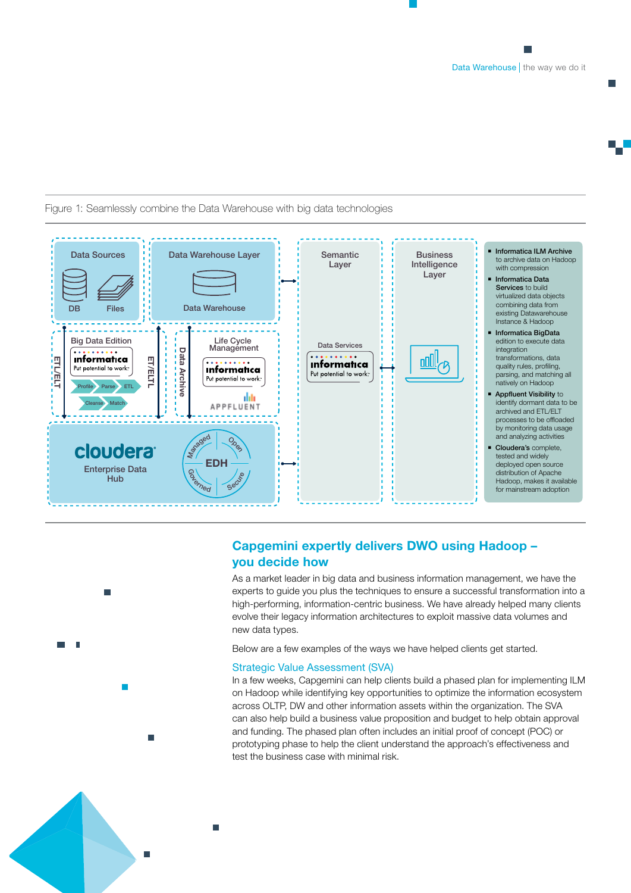Figure 1: Seamlessly combine the Data Warehouse with big data technologies

Data Sources

DB

Files

Data Warehouse Layer

Data Warehouse

Big Data Edition

informatica Put potential to work

Profile Parse ETL Cleanse Match

ET/ELT

ET/ELTL

Life Cycle Management

Data Archive

informatica Put potential to work

APPFLUENT

cloudera Enterprise Data Hub

EDH

Managed Open Governed Secure

Semantic Layer

Data Services

informatica Put potential to work

Business Intelligence Layer

- **Informatica ILM Archive** to archive data on Hadoop with compression
- **Informatica Data Services** to build virtualized data objects combining data from existing Datawarehouse Instance & Hadoop
- **Informatica BigData** edition to execute data integration transformations, data quality rules, profiling, parsing, and matching all natively on Hadoop
- **Appfluent Visibility** to identify dormant data to be archived and ETL/ELT processes to be offloaded by monitoring data usage and analyzing activities
- **Cloudera's** complete, tested and widely deployed open source distribution of Apache Hadoop, makes it available for mainstream adoption

## Capgemini expertly delivers DWO using Hadoop – you decide how

As a market leader in big data and business information management, we have the experts to guide you plus the techniques to ensure a successful transformation into a high-performing, information-centric business. We have already helped many clients evolve their legacy information architectures to exploit massive data volumes and new data types.

Below are a few examples of the ways we have helped clients get started.

### Strategic Value Assessment (SVA)

In a few weeks, Capgemini can help clients build a phased plan for implementing ILM on Hadoop while identifying key opportunities to optimize the information ecosystem across OLTP, DW and other information assets within the organization. The SVA can also help build a business value proposition and budget to help obtain approval and funding. The phased plan often includes an initial proof of concept (POC) or prototyping phase to help the client understand the approach's effectiveness and test the business case with minimal risk.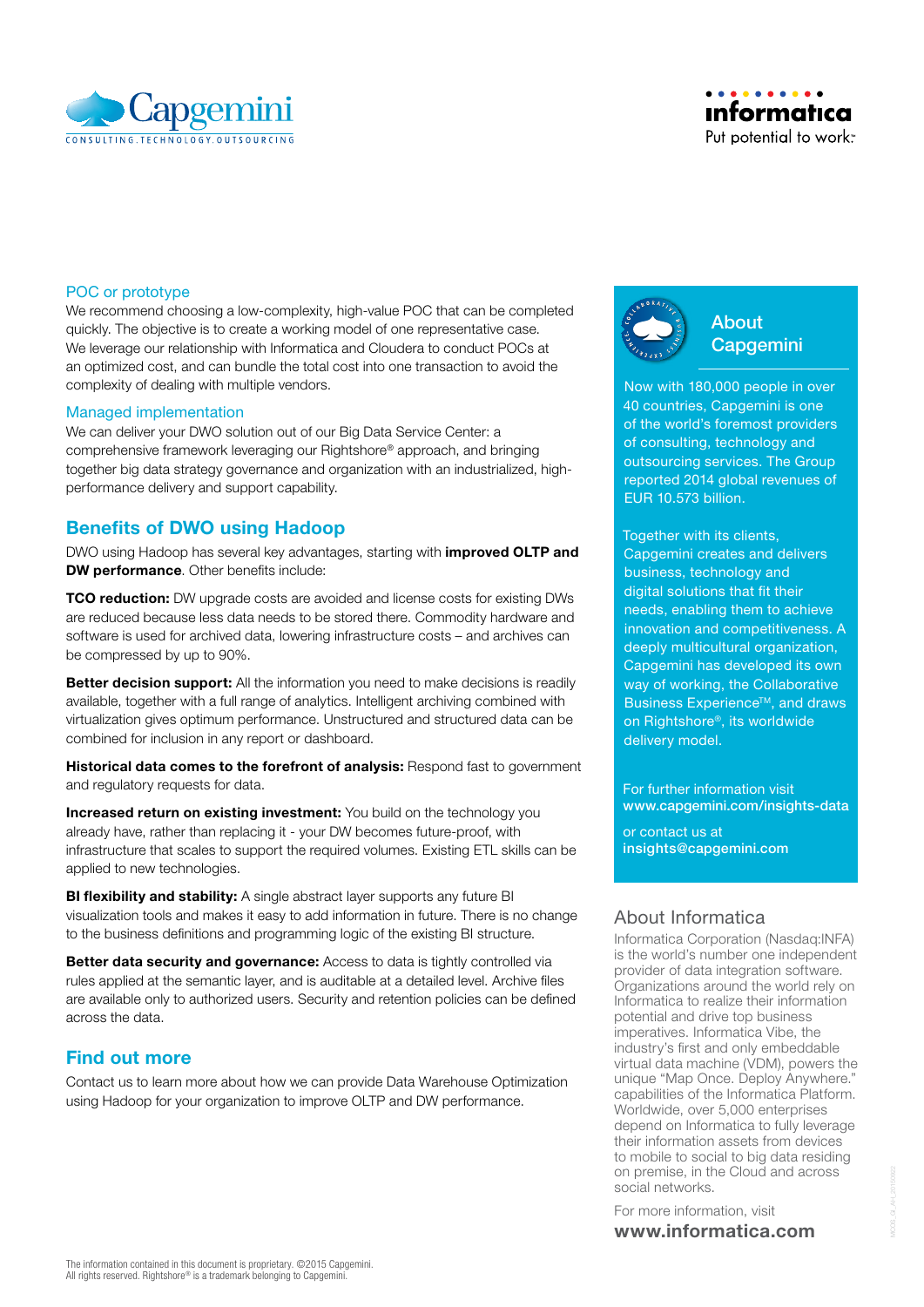### POC or prototype

We recommend choosing a low-complexity, high-value POC that can be completed quickly. The objective is to create a working model of one representative case. We leverage our relationship with Informatica and Cloudera to conduct POCs at an optimized cost, and can bundle the total cost into one transaction to avoid the complexity of dealing with multiple vendors.

### Managed implementation

We can deliver your DWO solution out of our Big Data Service Center: a comprehensive framework leveraging our Rightshore® approach, and bringing together big data strategy governance and organization with an industrialized, high-performance delivery and support capability.

## Benefits of DWO using Hadoop

DWO using Hadoop has several key advantages, starting with **improved OLTP and DW performance**. Other benefits include:

**TCO reduction:** DW upgrade costs are avoided and license costs for existing DWs are reduced because less data needs to be stored there. Commodity hardware and software is used for archived data, lowering infrastructure costs – and archives can be compressed by up to 90%.

**Better decision support:** All the information you need to make decisions is readily available, together with a full range of analytics. Intelligent archiving combined with virtualization gives optimum performance. Unstructured and structured data can be combined for inclusion in any report or dashboard.

**Historical data comes to the forefront of analysis:** Respond fast to government and regulatory requests for data.

**Increased return on existing investment:** You build on the technology you already have, rather than replacing it - your DW becomes future-proof, with infrastructure that scales to support the required volumes. Existing ETL skills can be applied to new technologies.

**BI flexibility and stability:** A single abstract layer supports any future BI visualization tools and makes it easy to add information in future. There is no change to the business definitions and programming logic of the existing BI structure.

**Better data security and governance:** Access to data is tightly controlled via rules applied at the semantic layer, and is auditable at a detailed level. Archive files are available only to authorized users. Security and retention policies can be defined across the data.

## Find out more

Contact us to learn more about how we can provide Data Warehouse Optimization using Hadoop for your organization to improve OLTP and DW performance.

## About Capgemini

Now with 180,000 people in over 40 countries, Capgemini is one of the world's foremost providers of consulting, technology and outsourcing services. The Group reported 2014 global revenues of EUR 10.573 billion.

Together with its clients, Capgemini creates and delivers business, technology and digital solutions that fit their needs, enabling them to achieve innovation and competitiveness. A deeply multicultural organization, Capgemini has developed its own way of working, the Collaborative Business Experience™, and draws on Rightshore®, its worldwide delivery model.

For further information visit **www.capgemini.com/insights-data**

or contact us at **insights@capgemini.com**

## About Informatica

Informatica Corporation (Nasdaq:INFA) is the world's number one independent provider of data integration software. Organizations around the world rely on Informatica to realize their information potential and drive top business imperatives. Informatica Vibe, the industry's first and only embeddable virtual data machine (VDM), powers the unique "Map Once. Deploy Anywhere." capabilities of the Informatica Platform. Worldwide, over 5,000 enterprises depend on Informatica to fully leverage their information assets from devices to mobile to social to big data residing on premise, in the Cloud and across social networks.

For more information, visit **www.informatica.com**

The information contained in this document is proprietary. ©2015 Capgemini. All rights reserved. Rightshore® is a trademark belonging to Capgemini.